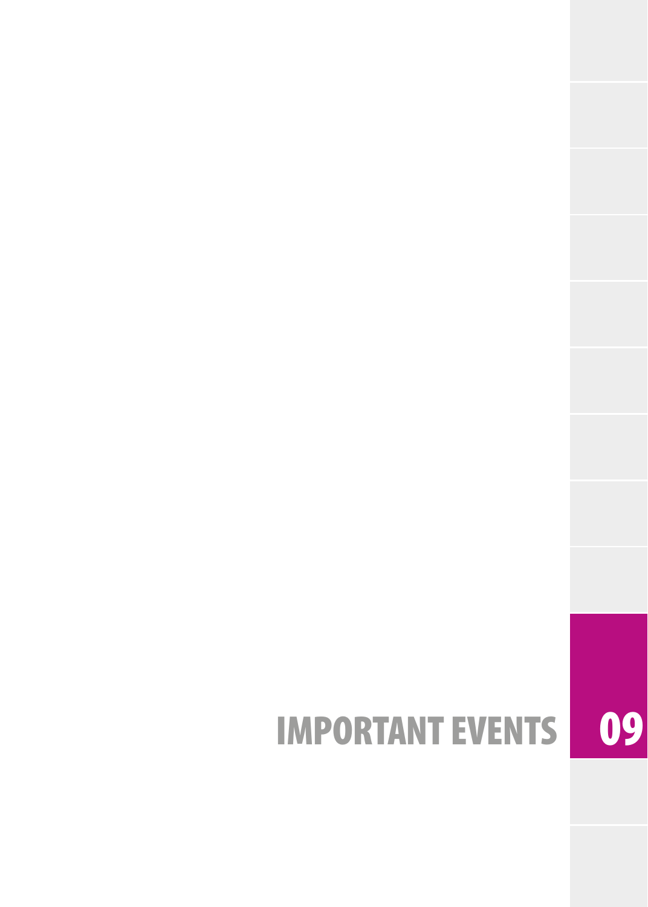# IMPORTANT EVENTS 09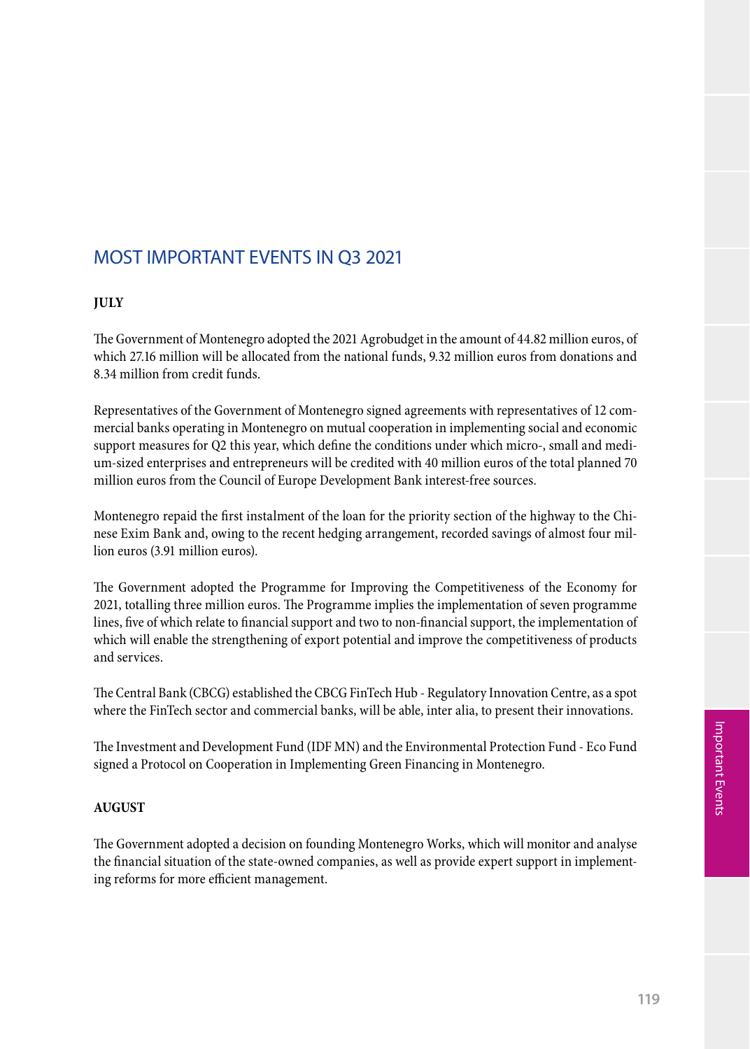## MOST IMPORTANT EVENTS IN Q3 2021

**JULY**

The Government of Montenegro adopted the 2021 Agrobudget in the amount of 44.82 million euros, of which 27.16 million will be allocated from the national funds, 9.32 million euros from donations and 8.34 million from credit funds.

Representatives of the Government of Montenegro signed agreements with representatives of 12 commercial banks operating in Montenegro on mutual cooperation in implementing social and economic support measures for Q2 this year, which define the conditions under which micro-, small and medium-sized enterprises and entrepreneurs will be credited with 40 million euros of the total planned 70 million euros from the Council of Europe Development Bank interest-free sources.

Montenegro repaid the first instalment of the loan for the priority section of the highway to the Chinese Exim Bank and, owing to the recent hedging arrangement, recorded savings of almost four million euros (3.91 million euros).

The Government adopted the Programme for Improving the Competitiveness of the Economy for 2021, totalling three million euros. The Programme implies the implementation of seven programme lines, five of which relate to financial support and two to non-financial support, the implementation of which will enable the strengthening of export potential and improve the competitiveness of products and services.

The Central Bank (CBCG) established the CBCG FinTech Hub - Regulatory Innovation Centre, as a spot where the FinTech sector and commercial banks, will be able, inter alia, to present their innovations.

The Investment and Development Fund (IDF MN) and the Environmental Protection Fund - Eco Fund signed a Protocol on Cooperation in Implementing Green Financing in Montenegro.

**AUGUST**

The Government adopted a decision on founding Montenegro Works, which will monitor and analyse the financial situation of the state-owned companies, as well as provide expert support in implementing reforms for more efficient management.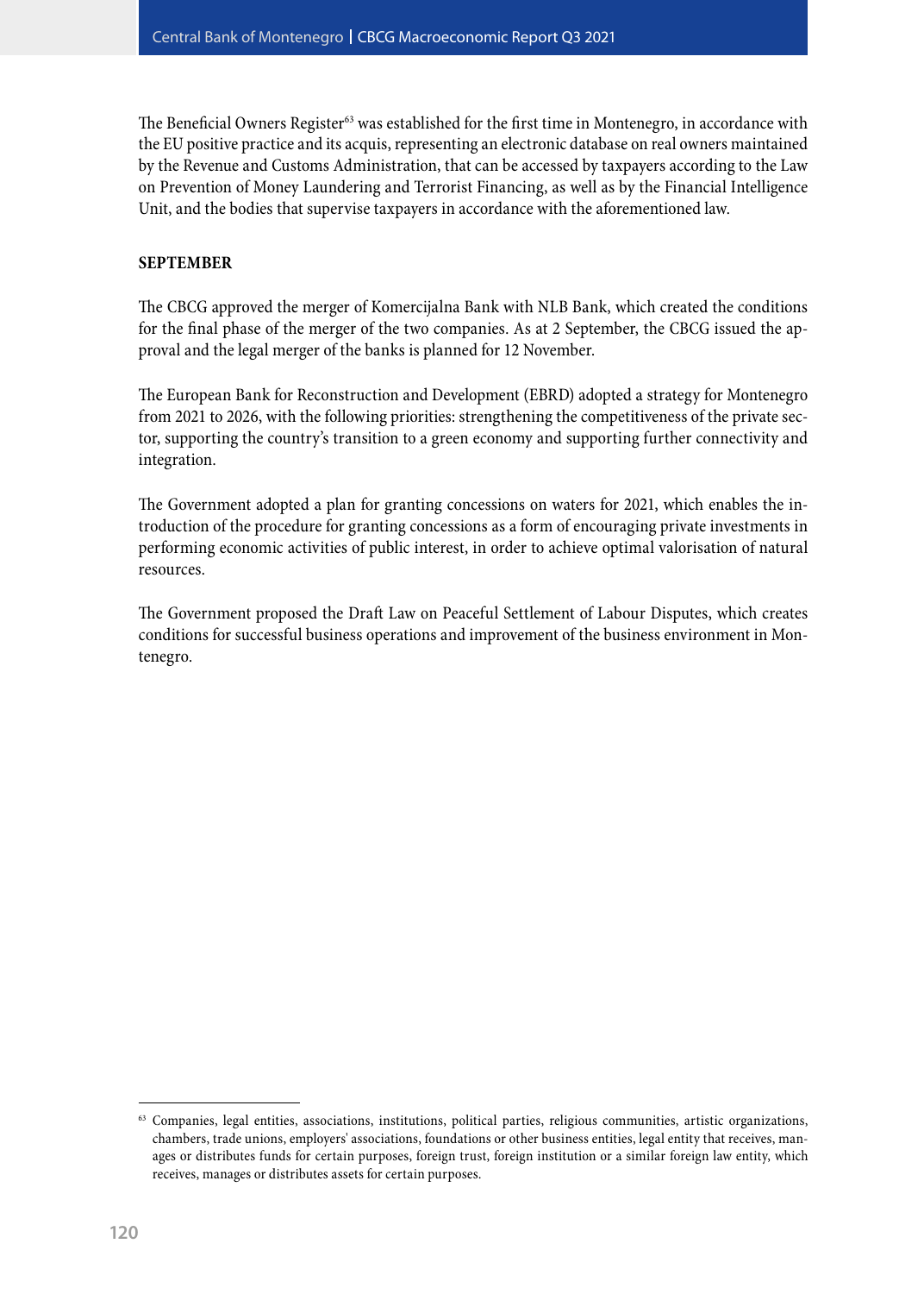The Beneficial Owners Register[63] was established for the first time in Montenegro, in accordance with the EU positive practice and its acquis, representing an electronic database on real owners maintained by the Revenue and Customs Administration, that can be accessed by taxpayers according to the Law on Prevention of Money Laundering and Terrorist Financing, as well as by the Financial Intelligence Unit, and the bodies that supervise taxpayers in accordance with the aforementioned law.

**SEPTEMBER**

The CBCG approved the merger of Komercijalna Bank with NLB Bank, which created the conditions for the final phase of the merger of the two companies. As at 2 September, the CBCG issued the approval and the legal merger of the banks is planned for 12 November.

The European Bank for Reconstruction and Development (EBRD) adopted a strategy for Montenegro from 2021 to 2026, with the following priorities: strengthening the competitiveness of the private sector, supporting the country's transition to a green economy and supporting further connectivity and integration.

The Government adopted a plan for granting concessions on waters for 2021, which enables the introduction of the procedure for granting concessions as a form of encouraging private investments in performing economic activities of public interest, in order to achieve optimal valorisation of natural resources.

The Government proposed the Draft Law on Peaceful Settlement of Labour Disputes, which creates conditions for successful business operations and improvement of the business environment in Montenegro.

[63] Companies, legal entities, associations, institutions, political parties, religious communities, artistic organizations, chambers, trade unions, employers' associations, foundations or other business entities, legal entity that receives, manages or distributes funds for certain purposes, foreign trust, foreign institution or a similar foreign law entity, which receives, manages or distributes assets for certain purposes.